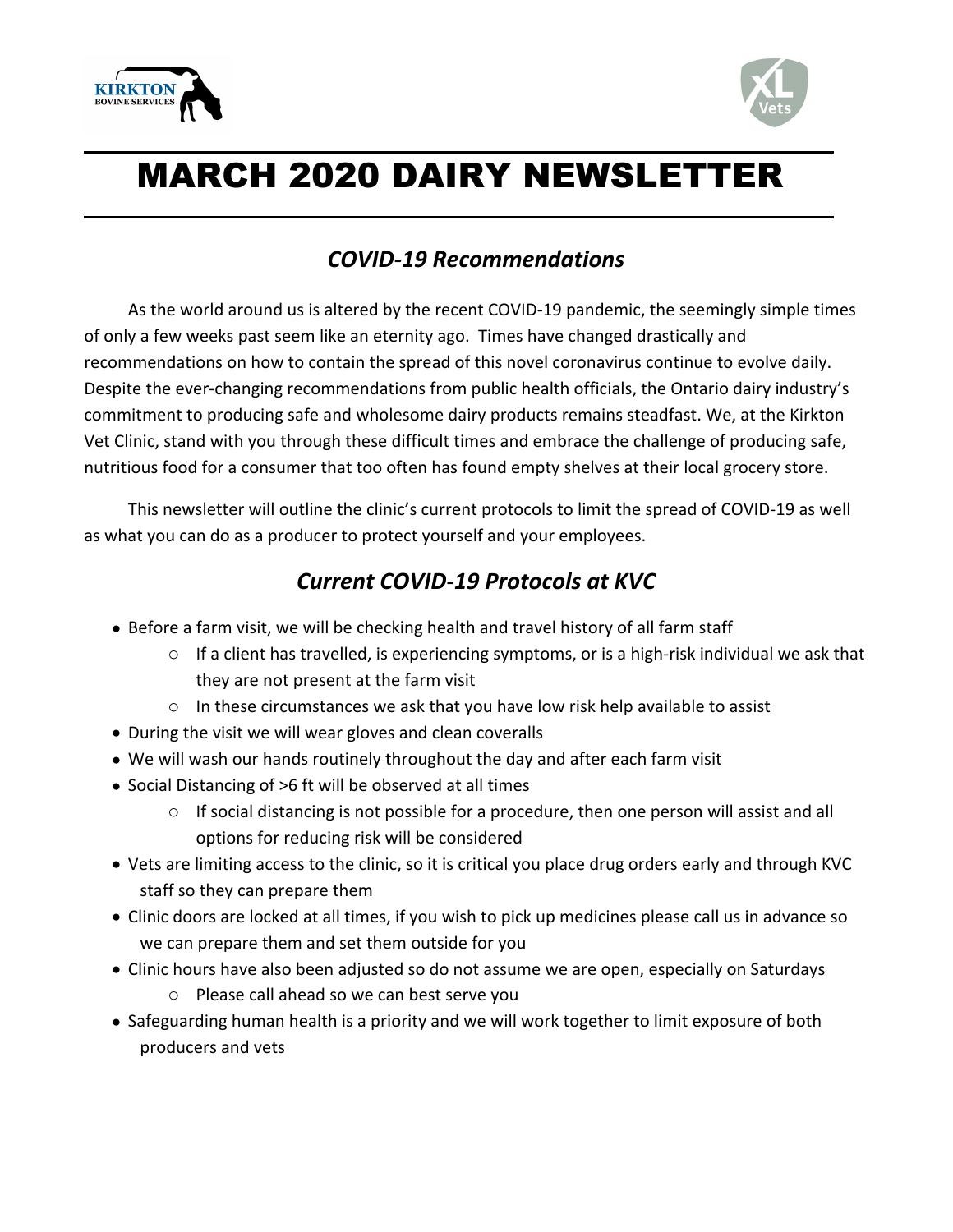# MARCH 2020 DAIRY NEWSLETTER

## *COVID-19 Recommendations*

As the world around us is altered by the recent COVID-19 pandemic, the seemingly simple times of only a few weeks past seem like an eternity ago. Times have changed drastically and recommendations on how to contain the spread of this novel coronavirus continue to evolve daily. Despite the ever-changing recommendations from public health officials, the Ontario dairy industry's commitment to producing safe and wholesome dairy products remains steadfast. We, at the Kirkton Vet Clinic, stand with you through these difficult times and embrace the challenge of producing safe, nutritious food for a consumer that too often has found empty shelves at their local grocery store.

This newsletter will outline the clinic's current protocols to limit the spread of COVID-19 as well as what you can do as a producer to protect yourself and your employees.

## *Current COVID-19 Protocols at KVC*

- Before a farm visit, we will be checking health and travel history of all farm staff
  - If a client has travelled, is experiencing symptoms, or is a high-risk individual we ask that they are not present at the farm visit
  - In these circumstances we ask that you have low risk help available to assist
- During the visit we will wear gloves and clean coveralls
- We will wash our hands routinely throughout the day and after each farm visit
- Social Distancing of >6 ft will be observed at all times
  - If social distancing is not possible for a procedure, then one person will assist and all options for reducing risk will be considered
- Vets are limiting access to the clinic, so it is critical you place drug orders early and through KVC staff so they can prepare them
- Clinic doors are locked at all times, if you wish to pick up medicines please call us in advance so we can prepare them and set them outside for you
- Clinic hours have also been adjusted so do not assume we are open, especially on Saturdays
  - Please call ahead so we can best serve you
- Safeguarding human health is a priority and we will work together to limit exposure of both producers and vets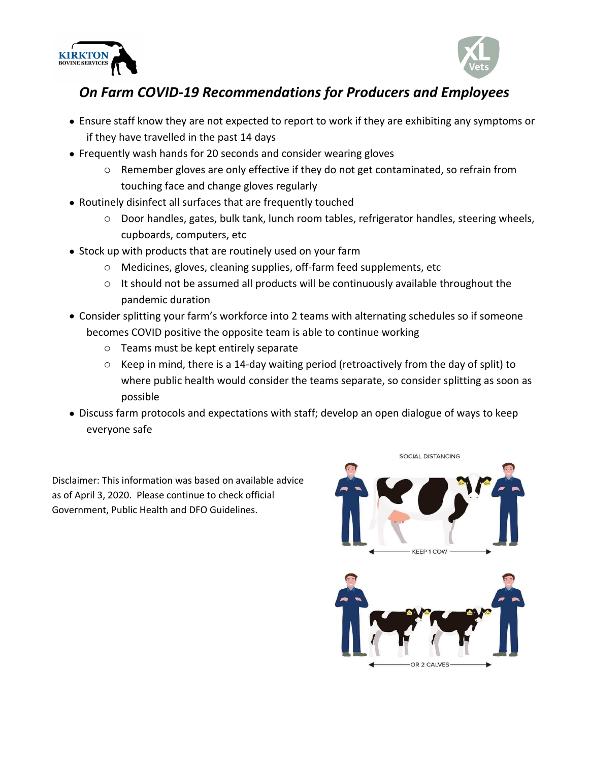# *On Farm COVID-19 Recommendations for Producers and Employees*

- Ensure staff know they are not expected to report to work if they are exhibiting any symptoms or if they have travelled in the past 14 days
- Frequently wash hands for 20 seconds and consider wearing gloves
  - Remember gloves are only effective if they do not get contaminated, so refrain from touching face and change gloves regularly
- Routinely disinfect all surfaces that are frequently touched
  - Door handles, gates, bulk tank, lunch room tables, refrigerator handles, steering wheels, cupboards, computers, etc
- Stock up with products that are routinely used on your farm
  - Medicines, gloves, cleaning supplies, off-farm feed supplements, etc
  - It should not be assumed all products will be continuously available throughout the pandemic duration
- Consider splitting your farm's workforce into 2 teams with alternating schedules so if someone becomes COVID positive the opposite team is able to continue working
  - Teams must be kept entirely separate
  - Keep in mind, there is a 14-day waiting period (retroactively from the day of split) to where public health would consider the teams separate, so consider splitting as soon as possible
- Discuss farm protocols and expectations with staff; develop an open dialogue of ways to keep everyone safe

Disclaimer: This information was based on available advice as of April 3, 2020. Please continue to check official Government, Public Health and DFO Guidelines.

SOCIAL DISTANCING

KEEP 1 COW

OR 2 CALVES